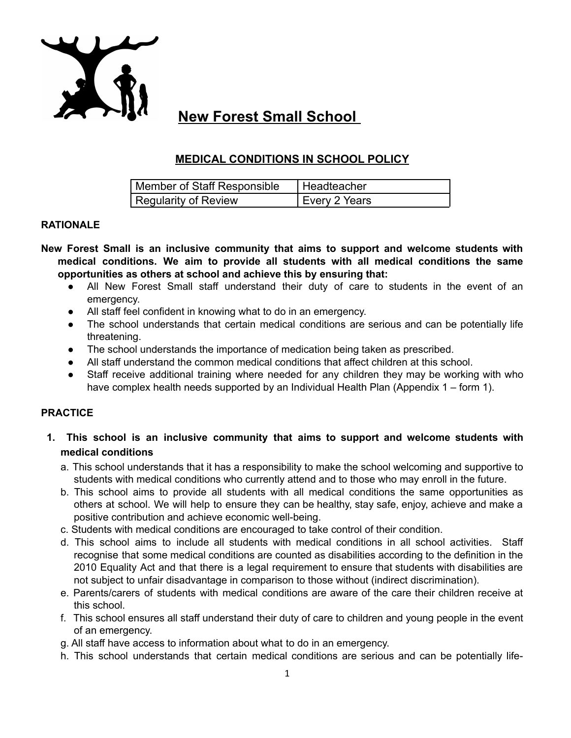# New Forest Small School

## MEDICAL CONDITIONS IN SCHOOL POLICY

| Member of Staff Responsible | Headteacher |
| --- | --- |
| Regularity of Review | Every 2 Years |

### RATIONALE

**New Forest Small is an inclusive community that aims to support and welcome students with medical conditions. We aim to provide all students with all medical conditions the same opportunities as others at school and achieve this by ensuring that:**

- All New Forest Small staff understand their duty of care to students in the event of an emergency.
- All staff feel confident in knowing what to do in an emergency.
- The school understands that certain medical conditions are serious and can be potentially life threatening.
- The school understands the importance of medication being taken as prescribed.
- All staff understand the common medical conditions that affect children at this school.
- Staff receive additional training where needed for any children they may be working with who have complex health needs supported by an Individual Health Plan (Appendix 1 – form 1).

### PRACTICE

1. **This school is an inclusive community that aims to support and welcome students with medical conditions**

   a. This school understands that it has a responsibility to make the school welcoming and supportive to students with medical conditions who currently attend and to those who may enroll in the future.

   b. This school aims to provide all students with all medical conditions the same opportunities as others at school. We will help to ensure they can be healthy, stay safe, enjoy, achieve and make a positive contribution and achieve economic well-being.

   c. Students with medical conditions are encouraged to take control of their condition.

   d. This school aims to include all students with medical conditions in all school activities. Staff recognise that some medical conditions are counted as disabilities according to the definition in the 2010 Equality Act and that there is a legal requirement to ensure that students with disabilities are not subject to unfair disadvantage in comparison to those without (indirect discrimination).

   e. Parents/carers of students with medical conditions are aware of the care their children receive at this school.

   f. This school ensures all staff understand their duty of care to children and young people in the event of an emergency.

   g. All staff have access to information about what to do in an emergency.

   h. This school understands that certain medical conditions are serious and can be potentially life-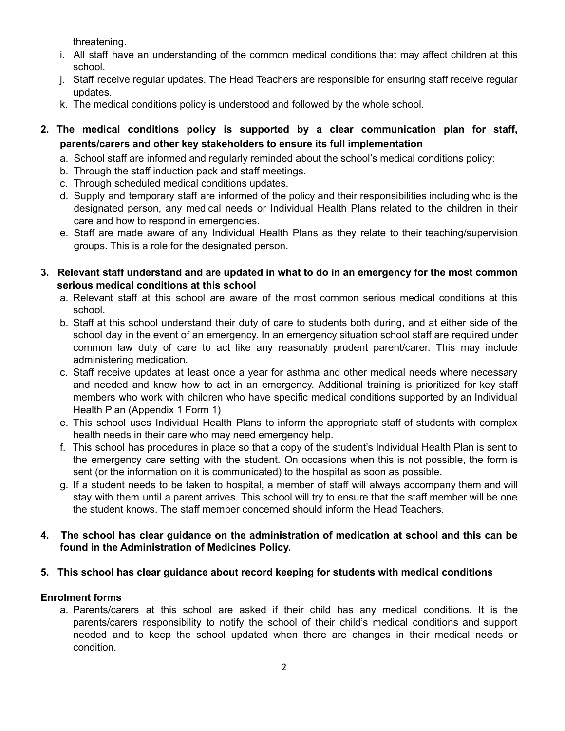threatening.

i. All staff have an understanding of the common medical conditions that may affect children at this school.
j. Staff receive regular updates. The Head Teachers are responsible for ensuring staff receive regular updates.
k. The medical conditions policy is understood and followed by the whole school.

**2. The medical conditions policy is supported by a clear communication plan for staff, parents/carers and other key stakeholders to ensure its full implementation**

a. School staff are informed and regularly reminded about the school's medical conditions policy:
b. Through the staff induction pack and staff meetings.
c. Through scheduled medical conditions updates.
d. Supply and temporary staff are informed of the policy and their responsibilities including who is the designated person, any medical needs or Individual Health Plans related to the children in their care and how to respond in emergencies.
e. Staff are made aware of any Individual Health Plans as they relate to their teaching/supervision groups. This is a role for the designated person.

**3. Relevant staff understand and are updated in what to do in an emergency for the most common serious medical conditions at this school**

a. Relevant staff at this school are aware of the most common serious medical conditions at this school.
b. Staff at this school understand their duty of care to students both during, and at either side of the school day in the event of an emergency. In an emergency situation school staff are required under common law duty of care to act like any reasonably prudent parent/carer. This may include administering medication.
c. Staff receive updates at least once a year for asthma and other medical needs where necessary and needed and know how to act in an emergency. Additional training is prioritized for key staff members who work with children who have specific medical conditions supported by an Individual Health Plan (Appendix 1 Form 1)
e. This school uses Individual Health Plans to inform the appropriate staff of students with complex health needs in their care who may need emergency help.
f. This school has procedures in place so that a copy of the student's Individual Health Plan is sent to the emergency care setting with the student. On occasions when this is not possible, the form is sent (or the information on it is communicated) to the hospital as soon as possible.
g. If a student needs to be taken to hospital, a member of staff will always accompany them and will stay with them until a parent arrives. This school will try to ensure that the staff member will be one the student knows. The staff member concerned should inform the Head Teachers.

**4. The school has clear guidance on the administration of medication at school and this can be found in the Administration of Medicines Policy.**

**5. This school has clear guidance about record keeping for students with medical conditions**

**Enrolment forms**

a. Parents/carers at this school are asked if their child has any medical conditions. It is the parents/carers responsibility to notify the school of their child's medical conditions and support needed and to keep the school updated when there are changes in their medical needs or condition.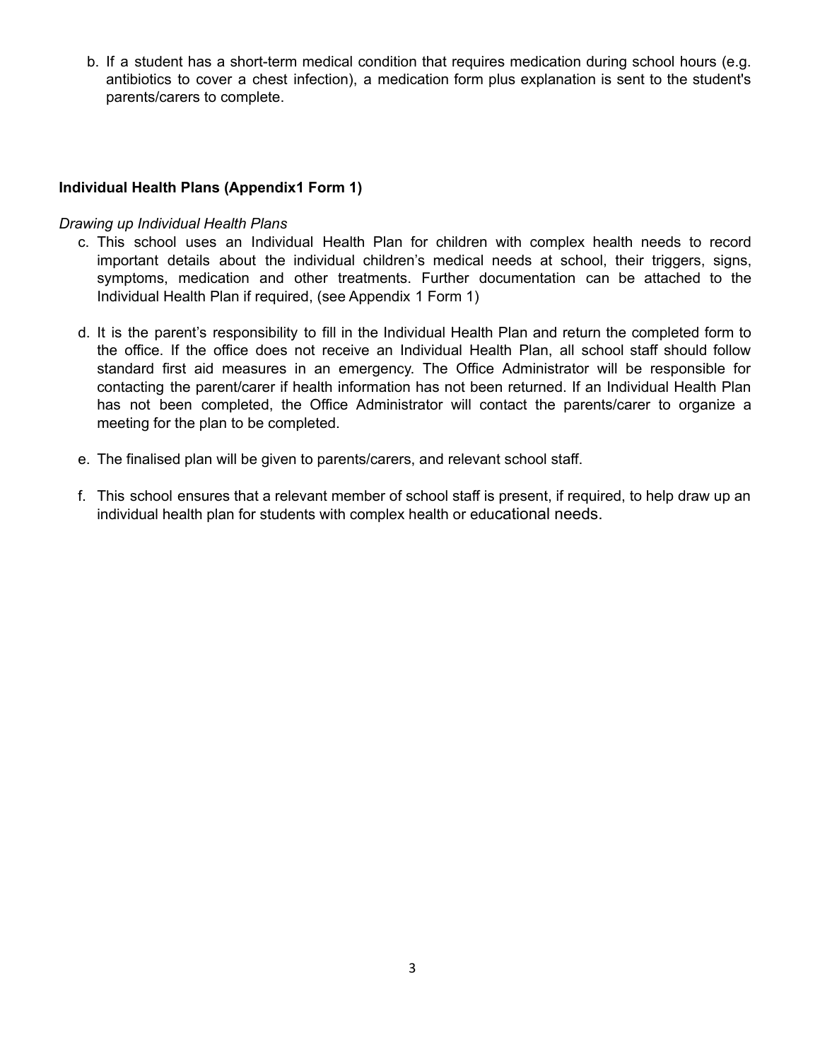b. If a student has a short-term medical condition that requires medication during school hours (e.g. antibiotics to cover a chest infection), a medication form plus explanation is sent to the student's parents/carers to complete.

**Individual Health Plans (Appendix1 Form 1)**

*Drawing up Individual Health Plans*

c. This school uses an Individual Health Plan for children with complex health needs to record important details about the individual children's medical needs at school, their triggers, signs, symptoms, medication and other treatments. Further documentation can be attached to the Individual Health Plan if required, (see Appendix 1 Form 1)

d. It is the parent's responsibility to fill in the Individual Health Plan and return the completed form to the office. If the office does not receive an Individual Health Plan, all school staff should follow standard first aid measures in an emergency. The Office Administrator will be responsible for contacting the parent/carer if health information has not been returned. If an Individual Health Plan has not been completed, the Office Administrator will contact the parents/carer to organize a meeting for the plan to be completed.

e. The finalised plan will be given to parents/carers, and relevant school staff.

f. This school ensures that a relevant member of school staff is present, if required, to help draw up an individual health plan for students with complex health or educational needs.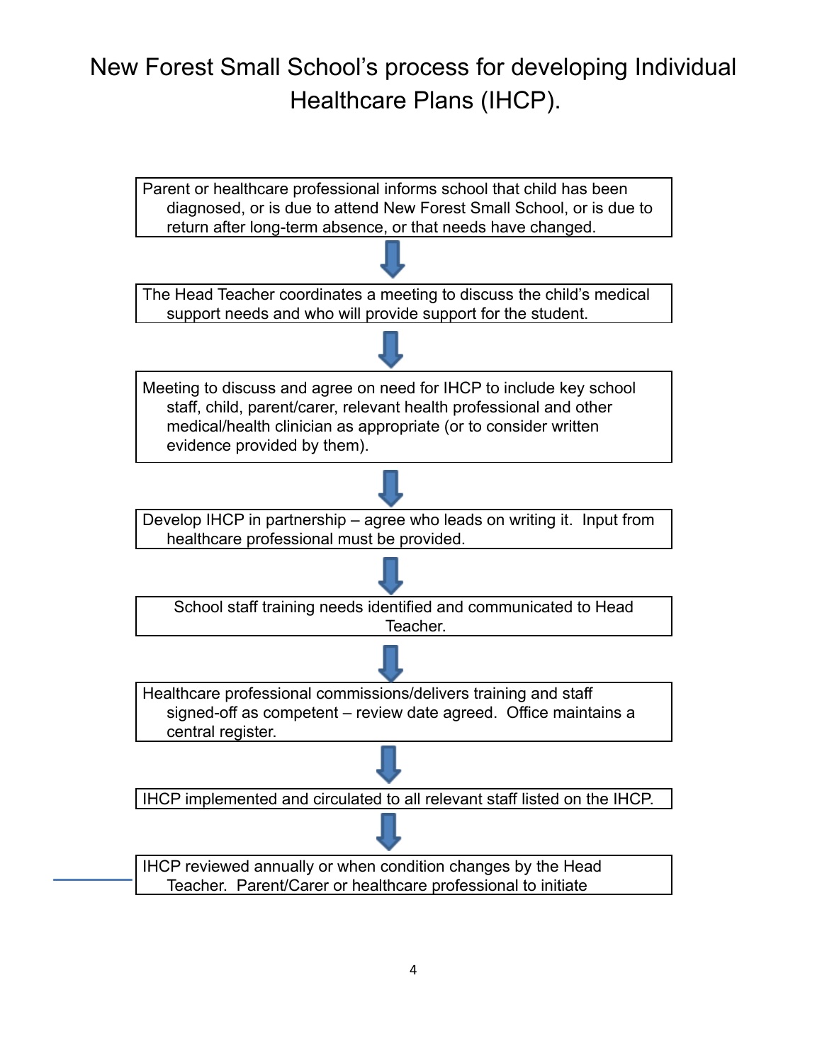# New Forest Small School's process for developing Individual Healthcare Plans (IHCP).

Parent or healthcare professional informs school that child has been diagnosed, or is due to attend New Forest Small School, or is due to return after long-term absence, or that needs have changed.

↓

The Head Teacher coordinates a meeting to discuss the child's medical support needs and who will provide support for the student.

↓

Meeting to discuss and agree on need for IHCP to include key school staff, child, parent/carer, relevant health professional and other medical/health clinician as appropriate (or to consider written evidence provided by them).

↓

Develop IHCP in partnership – agree who leads on writing it. Input from healthcare professional must be provided.

↓

School staff training needs identified and communicated to Head Teacher.

↓

Healthcare professional commissions/delivers training and staff signed-off as competent – review date agreed. Office maintains a central register.

↓

IHCP implemented and circulated to all relevant staff listed on the IHCP.

↓

IHCP reviewed annually or when condition changes by the Head Teacher. Parent/Carer or healthcare professional to initiate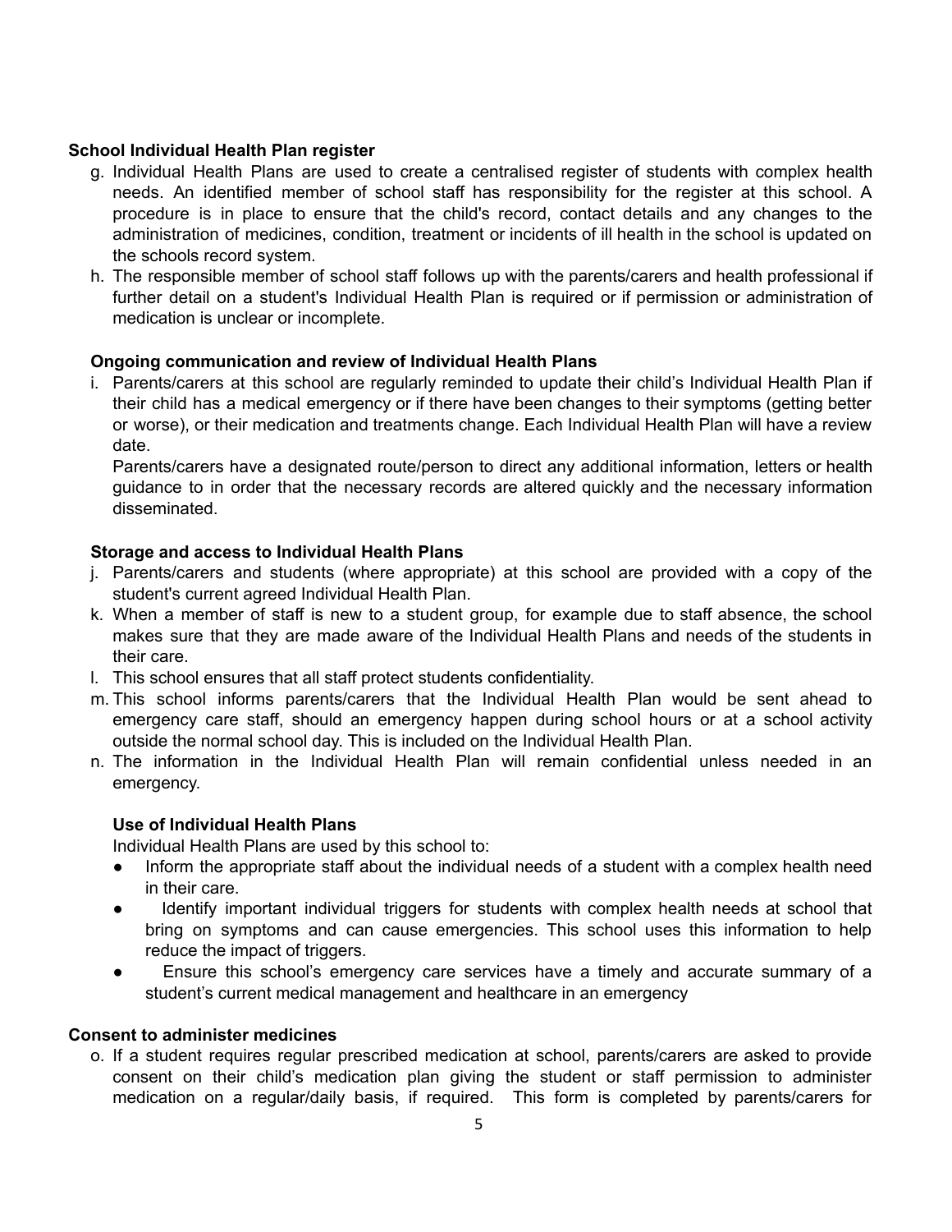**School Individual Health Plan register**

g. Individual Health Plans are used to create a centralised register of students with complex health needs. An identified member of school staff has responsibility for the register at this school. A procedure is in place to ensure that the child's record, contact details and any changes to the administration of medicines, condition, treatment or incidents of ill health in the school is updated on the schools record system.

h. The responsible member of school staff follows up with the parents/carers and health professional if further detail on a student's Individual Health Plan is required or if permission or administration of medication is unclear or incomplete.

**Ongoing communication and review of Individual Health Plans**

i. Parents/carers at this school are regularly reminded to update their child's Individual Health Plan if their child has a medical emergency or if there have been changes to their symptoms (getting better or worse), or their medication and treatments change. Each Individual Health Plan will have a review date.

   Parents/carers have a designated route/person to direct any additional information, letters or health guidance to in order that the necessary records are altered quickly and the necessary information disseminated.

**Storage and access to Individual Health Plans**

j. Parents/carers and students (where appropriate) at this school are provided with a copy of the student's current agreed Individual Health Plan.

k. When a member of staff is new to a student group, for example due to staff absence, the school makes sure that they are made aware of the Individual Health Plans and needs of the students in their care.

l. This school ensures that all staff protect students confidentiality.

m. This school informs parents/carers that the Individual Health Plan would be sent ahead to emergency care staff, should an emergency happen during school hours or at a school activity outside the normal school day. This is included on the Individual Health Plan.

n. The information in the Individual Health Plan will remain confidential unless needed in an emergency.

**Use of Individual Health Plans**

Individual Health Plans are used by this school to:

- Inform the appropriate staff about the individual needs of a student with a complex health need in their care.
- Identify important individual triggers for students with complex health needs at school that bring on symptoms and can cause emergencies. This school uses this information to help reduce the impact of triggers.
- Ensure this school's emergency care services have a timely and accurate summary of a student's current medical management and healthcare in an emergency

**Consent to administer medicines**

o. If a student requires regular prescribed medication at school, parents/carers are asked to provide consent on their child's medication plan giving the student or staff permission to administer medication on a regular/daily basis, if required. This form is completed by parents/carers for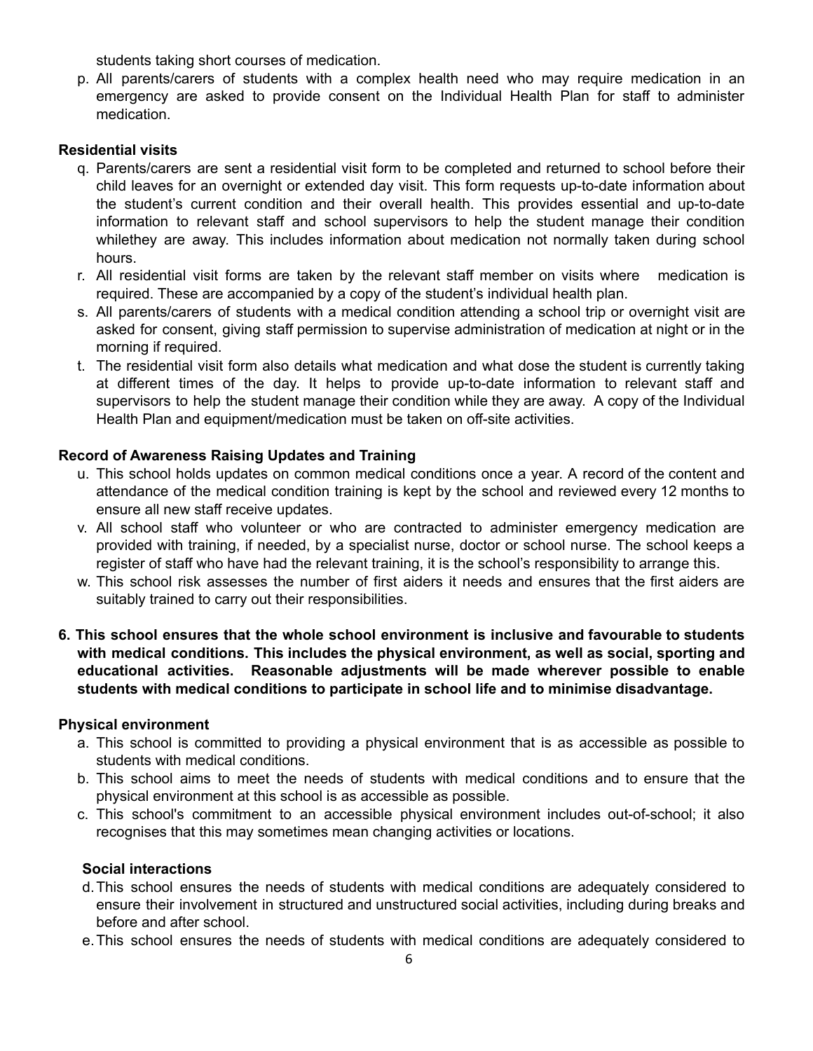students taking short courses of medication.

p. All parents/carers of students with a complex health need who may require medication in an emergency are asked to provide consent on the Individual Health Plan for staff to administer medication.

**Residential visits**

q. Parents/carers are sent a residential visit form to be completed and returned to school before their child leaves for an overnight or extended day visit. This form requests up-to-date information about the student's current condition and their overall health. This provides essential and up-to-date information to relevant staff and school supervisors to help the student manage their condition whilethey are away. This includes information about medication not normally taken during school hours.

r. All residential visit forms are taken by the relevant staff member on visits where medication is required. These are accompanied by a copy of the student's individual health plan.

s. All parents/carers of students with a medical condition attending a school trip or overnight visit are asked for consent, giving staff permission to supervise administration of medication at night or in the morning if required.

t. The residential visit form also details what medication and what dose the student is currently taking at different times of the day. It helps to provide up-to-date information to relevant staff and supervisors to help the student manage their condition while they are away. A copy of the Individual Health Plan and equipment/medication must be taken on off-site activities.

**Record of Awareness Raising Updates and Training**

u. This school holds updates on common medical conditions once a year. A record of the content and attendance of the medical condition training is kept by the school and reviewed every 12 months to ensure all new staff receive updates.

v. All school staff who volunteer or who are contracted to administer emergency medication are provided with training, if needed, by a specialist nurse, doctor or school nurse. The school keeps a register of staff who have had the relevant training, it is the school's responsibility to arrange this.

w. This school risk assesses the number of first aiders it needs and ensures that the first aiders are suitably trained to carry out their responsibilities.

**6. This school ensures that the whole school environment is inclusive and favourable to students with medical conditions. This includes the physical environment, as well as social, sporting and educational activities. Reasonable adjustments will be made wherever possible to enable students with medical conditions to participate in school life and to minimise disadvantage.**

**Physical environment**

a. This school is committed to providing a physical environment that is as accessible as possible to students with medical conditions.

b. This school aims to meet the needs of students with medical conditions and to ensure that the physical environment at this school is as accessible as possible.

c. This school's commitment to an accessible physical environment includes out-of-school; it also recognises that this may sometimes mean changing activities or locations.

**Social interactions**

d. This school ensures the needs of students with medical conditions are adequately considered to ensure their involvement in structured and unstructured social activities, including during breaks and before and after school.

e. This school ensures the needs of students with medical conditions are adequately considered to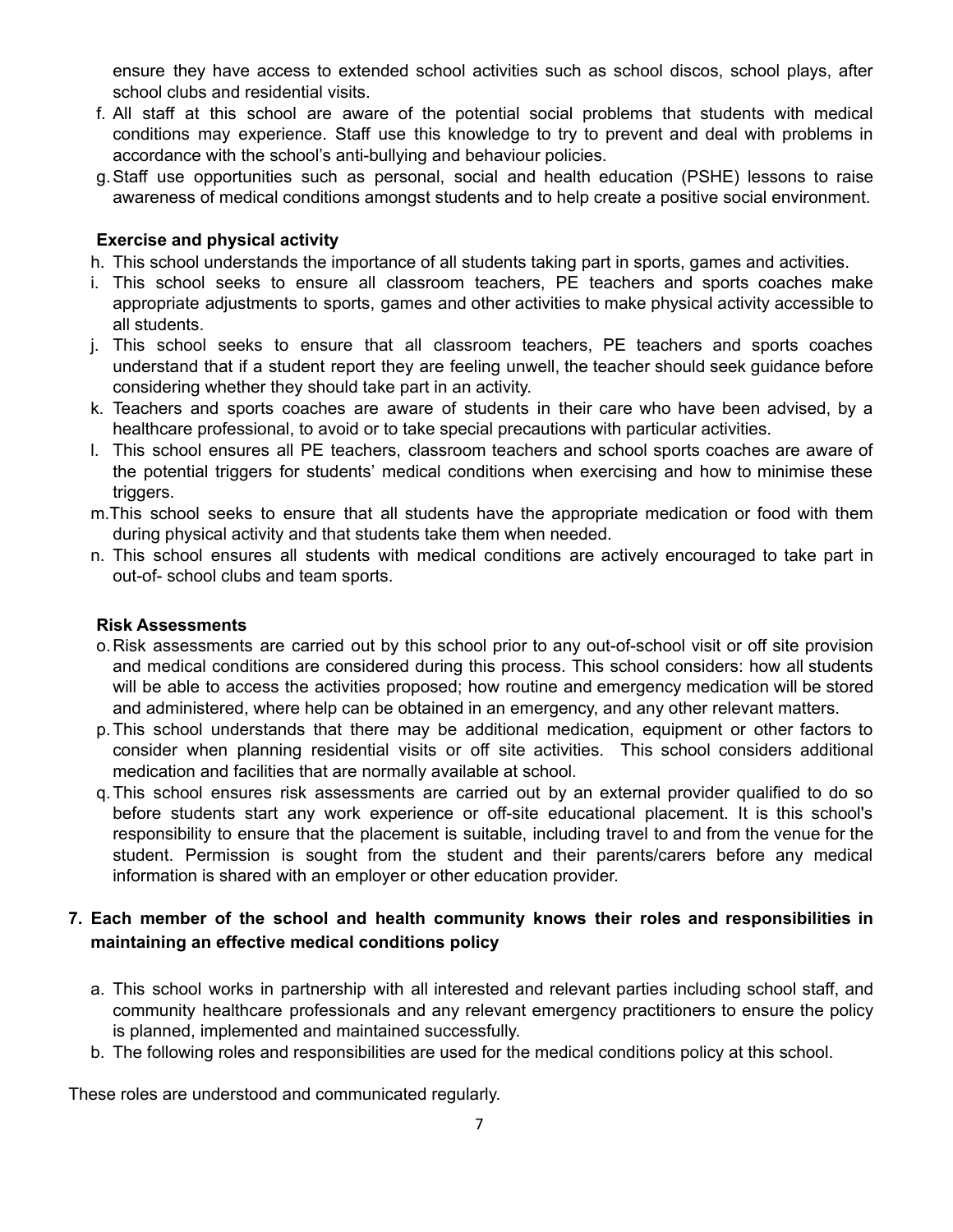ensure they have access to extended school activities such as school discos, school plays, after school clubs and residential visits.

f. All staff at this school are aware of the potential social problems that students with medical conditions may experience. Staff use this knowledge to try to prevent and deal with problems in accordance with the school's anti-bullying and behaviour policies.

g. Staff use opportunities such as personal, social and health education (PSHE) lessons to raise awareness of medical conditions amongst students and to help create a positive social environment.

**Exercise and physical activity**

h. This school understands the importance of all students taking part in sports, games and activities.

i. This school seeks to ensure all classroom teachers, PE teachers and sports coaches make appropriate adjustments to sports, games and other activities to make physical activity accessible to all students.

j. This school seeks to ensure that all classroom teachers, PE teachers and sports coaches understand that if a student report they are feeling unwell, the teacher should seek guidance before considering whether they should take part in an activity.

k. Teachers and sports coaches are aware of students in their care who have been advised, by a healthcare professional, to avoid or to take special precautions with particular activities.

l. This school ensures all PE teachers, classroom teachers and school sports coaches are aware of the potential triggers for students' medical conditions when exercising and how to minimise these triggers.

m. This school seeks to ensure that all students have the appropriate medication or food with them during physical activity and that students take them when needed.

n. This school ensures all students with medical conditions are actively encouraged to take part in out-of- school clubs and team sports.

**Risk Assessments**

o. Risk assessments are carried out by this school prior to any out-of-school visit or off site provision and medical conditions are considered during this process. This school considers: how all students will be able to access the activities proposed; how routine and emergency medication will be stored and administered, where help can be obtained in an emergency, and any other relevant matters.

p. This school understands that there may be additional medication, equipment or other factors to consider when planning residential visits or off site activities. This school considers additional medication and facilities that are normally available at school.

q. This school ensures risk assessments are carried out by an external provider qualified to do so before students start any work experience or off-site educational placement. It is this school's responsibility to ensure that the placement is suitable, including travel to and from the venue for the student. Permission is sought from the student and their parents/carers before any medical information is shared with an employer or other education provider.

## 7. Each member of the school and health community knows their roles and responsibilities in maintaining an effective medical conditions policy

a. This school works in partnership with all interested and relevant parties including school staff, and community healthcare professionals and any relevant emergency practitioners to ensure the policy is planned, implemented and maintained successfully.

b. The following roles and responsibilities are used for the medical conditions policy at this school.

These roles are understood and communicated regularly.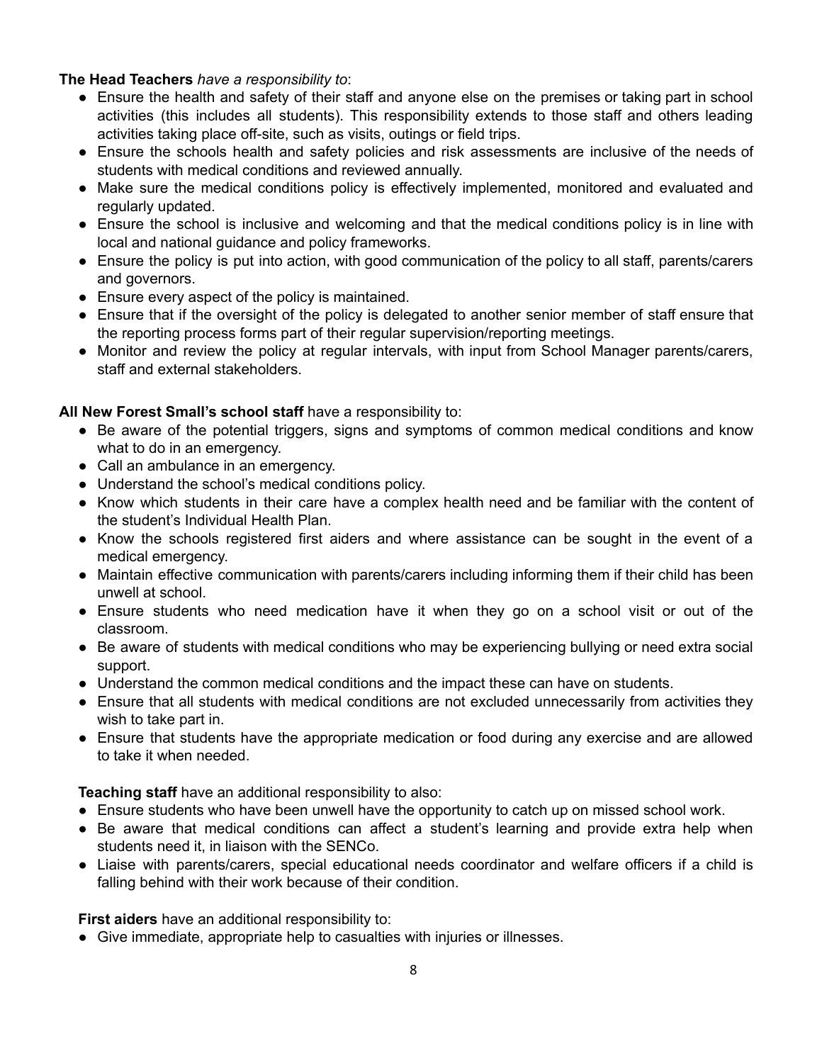**The Head Teachers** *have a responsibility to*:

- Ensure the health and safety of their staff and anyone else on the premises or taking part in school activities (this includes all students). This responsibility extends to those staff and others leading activities taking place off-site, such as visits, outings or field trips.
- Ensure the schools health and safety policies and risk assessments are inclusive of the needs of students with medical conditions and reviewed annually.
- Make sure the medical conditions policy is effectively implemented, monitored and evaluated and regularly updated.
- Ensure the school is inclusive and welcoming and that the medical conditions policy is in line with local and national guidance and policy frameworks.
- Ensure the policy is put into action, with good communication of the policy to all staff, parents/carers and governors.
- Ensure every aspect of the policy is maintained.
- Ensure that if the oversight of the policy is delegated to another senior member of staff ensure that the reporting process forms part of their regular supervision/reporting meetings.
- Monitor and review the policy at regular intervals, with input from School Manager parents/carers, staff and external stakeholders.

**All New Forest Small's school staff** have a responsibility to:

- Be aware of the potential triggers, signs and symptoms of common medical conditions and know what to do in an emergency.
- Call an ambulance in an emergency.
- Understand the school's medical conditions policy.
- Know which students in their care have a complex health need and be familiar with the content of the student's Individual Health Plan.
- Know the schools registered first aiders and where assistance can be sought in the event of a medical emergency.
- Maintain effective communication with parents/carers including informing them if their child has been unwell at school.
- Ensure students who need medication have it when they go on a school visit or out of the classroom.
- Be aware of students with medical conditions who may be experiencing bullying or need extra social support.
- Understand the common medical conditions and the impact these can have on students.
- Ensure that all students with medical conditions are not excluded unnecessarily from activities they wish to take part in.
- Ensure that students have the appropriate medication or food during any exercise and are allowed to take it when needed.

**Teaching staff** have an additional responsibility to also:

- Ensure students who have been unwell have the opportunity to catch up on missed school work.
- Be aware that medical conditions can affect a student's learning and provide extra help when students need it, in liaison with the SENCo.
- Liaise with parents/carers, special educational needs coordinator and welfare officers if a child is falling behind with their work because of their condition.

**First aiders** have an additional responsibility to:

- Give immediate, appropriate help to casualties with injuries or illnesses.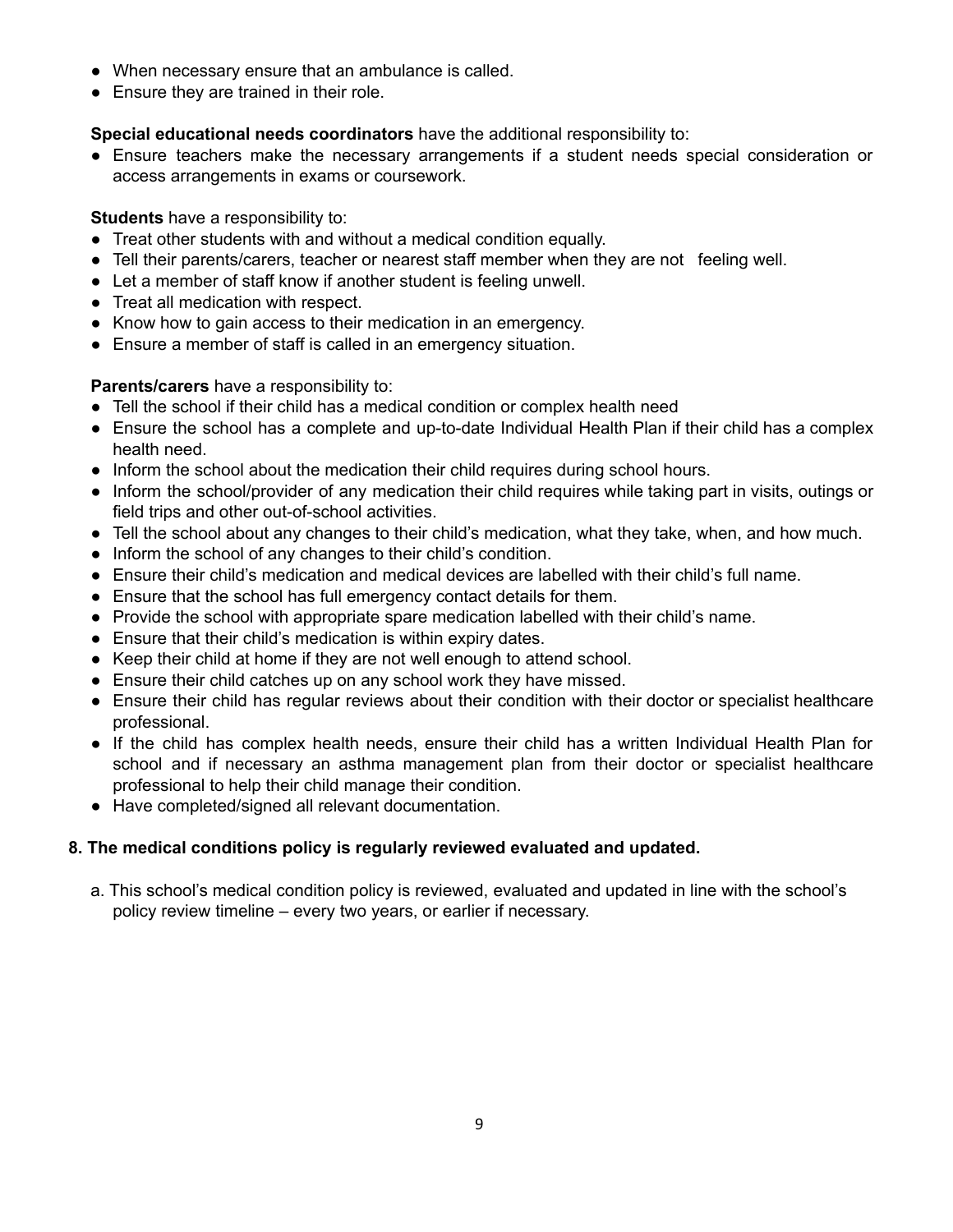- When necessary ensure that an ambulance is called.
- Ensure they are trained in their role.

**Special educational needs coordinators** have the additional responsibility to:

- Ensure teachers make the necessary arrangements if a student needs special consideration or access arrangements in exams or coursework.

**Students** have a responsibility to:

- Treat other students with and without a medical condition equally.
- Tell their parents/carers, teacher or nearest staff member when they are not feeling well.
- Let a member of staff know if another student is feeling unwell.
- Treat all medication with respect.
- Know how to gain access to their medication in an emergency.
- Ensure a member of staff is called in an emergency situation.

**Parents/carers** have a responsibility to:

- Tell the school if their child has a medical condition or complex health need
- Ensure the school has a complete and up-to-date Individual Health Plan if their child has a complex health need.
- Inform the school about the medication their child requires during school hours.
- Inform the school/provider of any medication their child requires while taking part in visits, outings or field trips and other out-of-school activities.
- Tell the school about any changes to their child's medication, what they take, when, and how much.
- Inform the school of any changes to their child's condition.
- Ensure their child's medication and medical devices are labelled with their child's full name.
- Ensure that the school has full emergency contact details for them.
- Provide the school with appropriate spare medication labelled with their child's name.
- Ensure that their child's medication is within expiry dates.
- Keep their child at home if they are not well enough to attend school.
- Ensure their child catches up on any school work they have missed.
- Ensure their child has regular reviews about their condition with their doctor or specialist healthcare professional.
- If the child has complex health needs, ensure their child has a written Individual Health Plan for school and if necessary an asthma management plan from their doctor or specialist healthcare professional to help their child manage their condition.
- Have completed/signed all relevant documentation.

## 8. The medical conditions policy is regularly reviewed evaluated and updated.

a. This school's medical condition policy is reviewed, evaluated and updated in line with the school's policy review timeline – every two years, or earlier if necessary.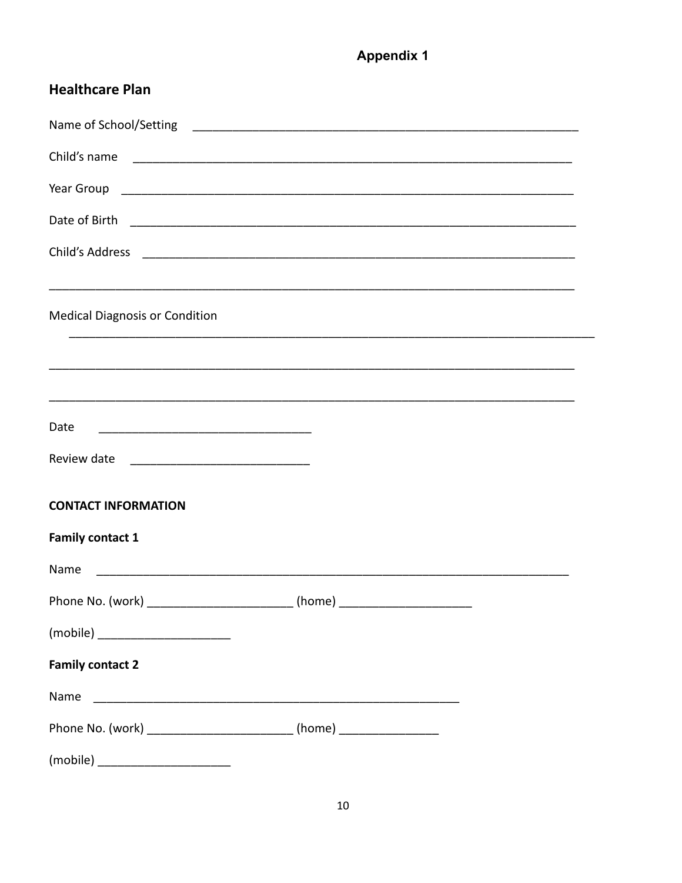**Appendix 1**

## Healthcare Plan

Name of School/Setting ___________________________________________________________

Child's name _________________________________________________________________

Year Group ___________________________________________________________________

Date of Birth _________________________________________________________________

Child's Address _______________________________________________________________

_____________________________________________________________________________

Medical Diagnosis or Condition

_____________________________________________________________________________

_____________________________________________________________________________

_____________________________________________________________________________

Date _______________________________

Review date __________________________

**CONTACT INFORMATION**

**Family contact 1**

Name _______________________________________________________________________

Phone No. (work) _____________________ (home) ___________________

(mobile) ___________________

**Family contact 2**

Name ________________________________________________________

Phone No. (work) _____________________ (home) ______________

(mobile) ___________________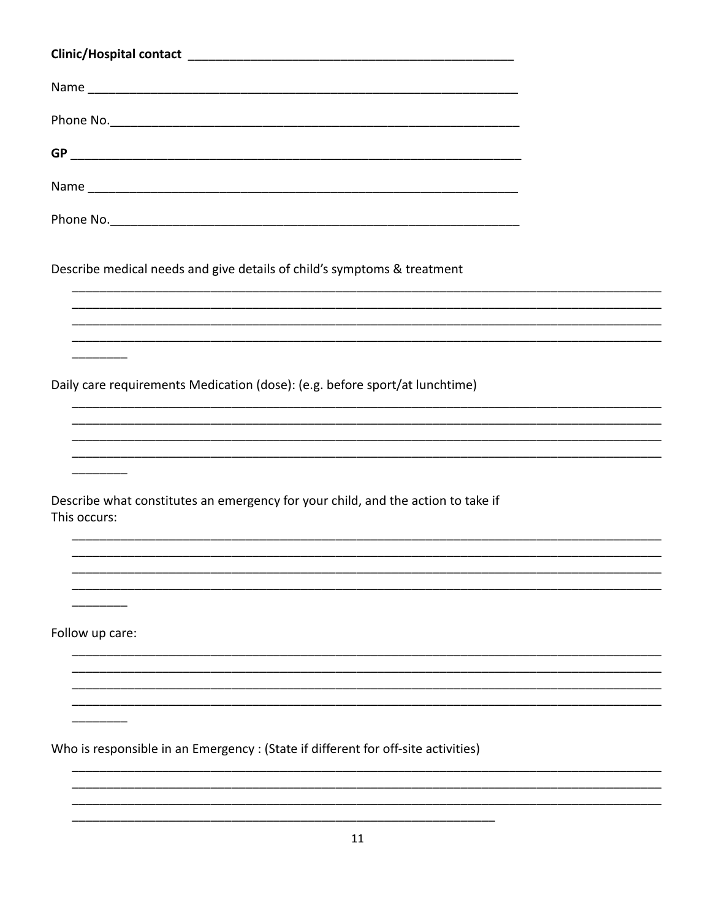**Clinic/Hospital contact** ______________________________________________

Name ____________________________________________________________

Phone No.__________________________________________________________

**GP** ______________________________________________________________

Name ____________________________________________________________

Phone No.__________________________________________________________

Describe medical needs and give details of child's symptoms & treatment

________________________________________________________________________________
________________________________________________________________________________
________________________________________________________________________________
________________________________________________________________________________
________

Daily care requirements Medication (dose): (e.g. before sport/at lunchtime)

________________________________________________________________________________
________________________________________________________________________________
________________________________________________________________________________
________________________________________________________________________________
________

Describe what constitutes an emergency for your child, and the action to take if
This occurs:

________________________________________________________________________________
________________________________________________________________________________
________________________________________________________________________________
________________________________________________________________________________
________

Follow up care:

________________________________________________________________________________
________________________________________________________________________________
________________________________________________________________________________
________________________________________________________________________________
________

Who is responsible in an Emergency : (State if different for off-site activities)

________________________________________________________________________________
________________________________________________________________________________
________________________________________________________________________________
____________________________________________________________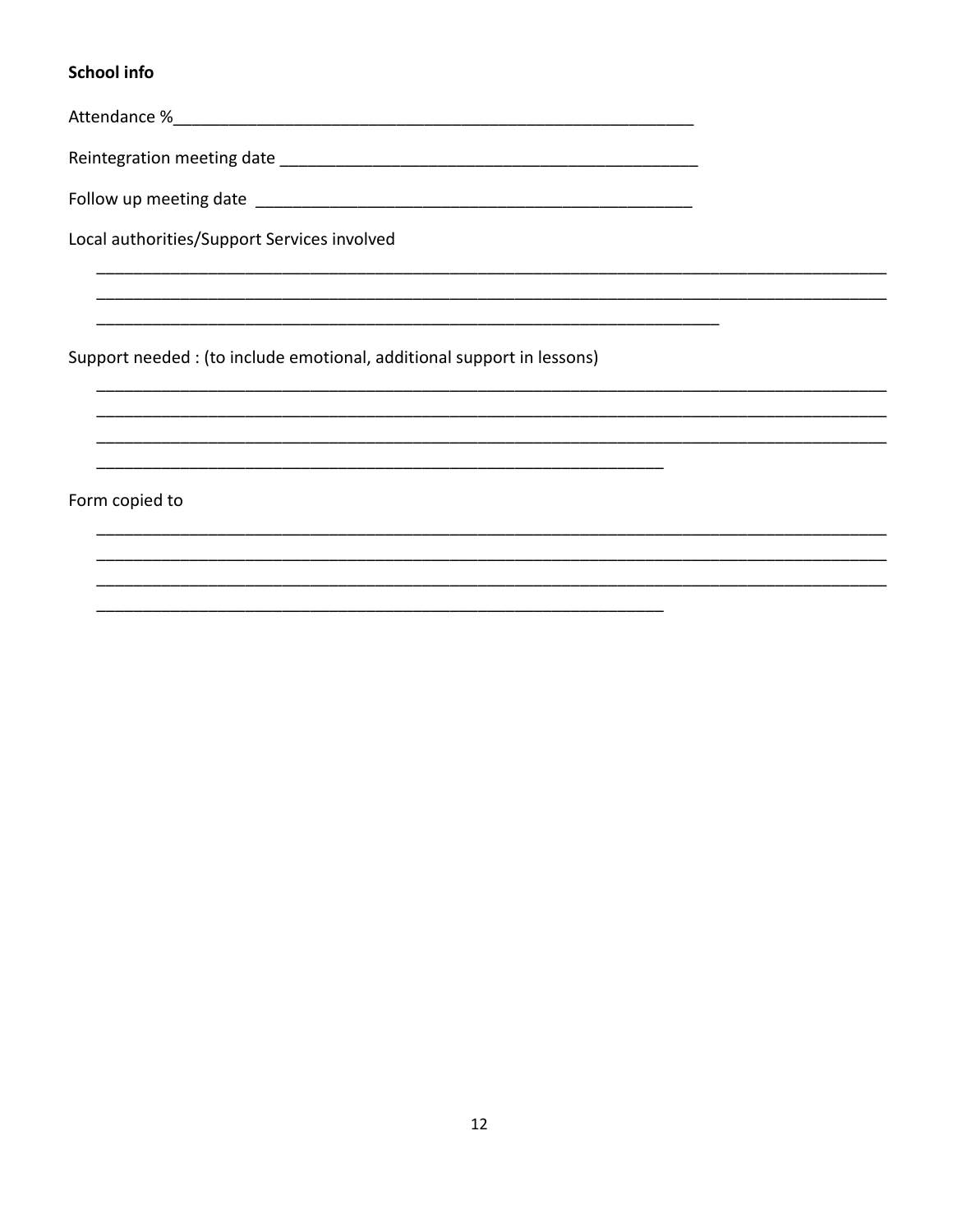**School info**

Attendance %\_\_\_\_\_\_\_\_\_\_\_\_\_\_\_\_\_\_\_\_\_\_\_\_\_\_\_\_\_\_\_\_\_\_\_\_\_\_\_\_\_\_\_\_\_\_\_\_\_\_\_\_\_\_\_\_\_\_

Reintegration meeting date \_\_\_\_\_\_\_\_\_\_\_\_\_\_\_\_\_\_\_\_\_\_\_\_\_\_\_\_\_\_\_\_\_\_\_\_\_\_\_\_\_\_\_\_\_\_

Follow up meeting date \_\_\_\_\_\_\_\_\_\_\_\_\_\_\_\_\_\_\_\_\_\_\_\_\_\_\_\_\_\_\_\_\_\_\_\_\_\_\_\_\_\_\_\_\_\_\_\_\_

Local authorities/Support Services involved

\_\_\_\_\_\_\_\_\_\_\_\_\_\_\_\_\_\_\_\_\_\_\_\_\_\_\_\_\_\_\_\_\_\_\_\_\_\_\_\_\_\_\_\_\_\_\_\_\_\_\_\_\_\_\_\_\_\_\_\_\_\_\_\_\_\_\_\_\_\_\_\_\_\_\_\_\_\_\_\_\_\_\_\_\_\_\_\_

\_\_\_\_\_\_\_\_\_\_\_\_\_\_\_\_\_\_\_\_\_\_\_\_\_\_\_\_\_\_\_\_\_\_\_\_\_\_\_\_\_\_\_\_\_\_\_\_\_\_\_\_\_\_\_\_\_\_\_\_\_\_\_\_\_\_\_\_\_\_\_\_\_\_\_\_\_\_\_\_\_\_\_\_\_\_\_\_

\_\_\_\_\_\_\_\_\_\_\_\_\_\_\_\_\_\_\_\_\_\_\_\_\_\_\_\_\_\_\_\_\_\_\_\_\_\_\_\_\_\_\_\_\_\_\_\_\_\_\_\_\_\_\_\_\_\_\_\_\_\_\_\_\_\_\_\_

Support needed : (to include emotional, additional support in lessons)

\_\_\_\_\_\_\_\_\_\_\_\_\_\_\_\_\_\_\_\_\_\_\_\_\_\_\_\_\_\_\_\_\_\_\_\_\_\_\_\_\_\_\_\_\_\_\_\_\_\_\_\_\_\_\_\_\_\_\_\_\_\_\_\_\_\_\_\_\_\_\_\_\_\_\_\_\_\_\_\_\_\_\_\_\_\_\_\_

\_\_\_\_\_\_\_\_\_\_\_\_\_\_\_\_\_\_\_\_\_\_\_\_\_\_\_\_\_\_\_\_\_\_\_\_\_\_\_\_\_\_\_\_\_\_\_\_\_\_\_\_\_\_\_\_\_\_\_\_\_\_\_\_\_\_\_\_\_\_\_\_\_\_\_\_\_\_\_\_\_\_\_\_\_\_\_\_

\_\_\_\_\_\_\_\_\_\_\_\_\_\_\_\_\_\_\_\_\_\_\_\_\_\_\_\_\_\_\_\_\_\_\_\_\_\_\_\_\_\_\_\_\_\_\_\_\_\_\_\_\_\_\_\_\_\_\_\_\_\_\_\_\_\_\_\_\_\_\_\_\_\_\_\_\_\_\_\_\_\_\_\_\_\_\_\_

\_\_\_\_\_\_\_\_\_\_\_\_\_\_\_\_\_\_\_\_\_\_\_\_\_\_\_\_\_\_\_\_\_\_\_\_\_\_\_\_\_\_\_\_\_\_\_\_\_\_\_\_\_\_\_\_\_\_\_\_\_\_\_\_

Form copied to

\_\_\_\_\_\_\_\_\_\_\_\_\_\_\_\_\_\_\_\_\_\_\_\_\_\_\_\_\_\_\_\_\_\_\_\_\_\_\_\_\_\_\_\_\_\_\_\_\_\_\_\_\_\_\_\_\_\_\_\_\_\_\_\_\_\_\_\_\_\_\_\_\_\_\_\_\_\_\_\_\_\_\_\_\_\_\_\_

\_\_\_\_\_\_\_\_\_\_\_\_\_\_\_\_\_\_\_\_\_\_\_\_\_\_\_\_\_\_\_\_\_\_\_\_\_\_\_\_\_\_\_\_\_\_\_\_\_\_\_\_\_\_\_\_\_\_\_\_\_\_\_\_\_\_\_\_\_\_\_\_\_\_\_\_\_\_\_\_\_\_\_\_\_\_\_\_

\_\_\_\_\_\_\_\_\_\_\_\_\_\_\_\_\_\_\_\_\_\_\_\_\_\_\_\_\_\_\_\_\_\_\_\_\_\_\_\_\_\_\_\_\_\_\_\_\_\_\_\_\_\_\_\_\_\_\_\_\_\_\_\_\_\_\_\_\_\_\_\_\_\_\_\_\_\_\_\_\_\_\_\_\_\_\_\_

\_\_\_\_\_\_\_\_\_\_\_\_\_\_\_\_\_\_\_\_\_\_\_\_\_\_\_\_\_\_\_\_\_\_\_\_\_\_\_\_\_\_\_\_\_\_\_\_\_\_\_\_\_\_\_\_\_\_\_\_\_\_\_\_